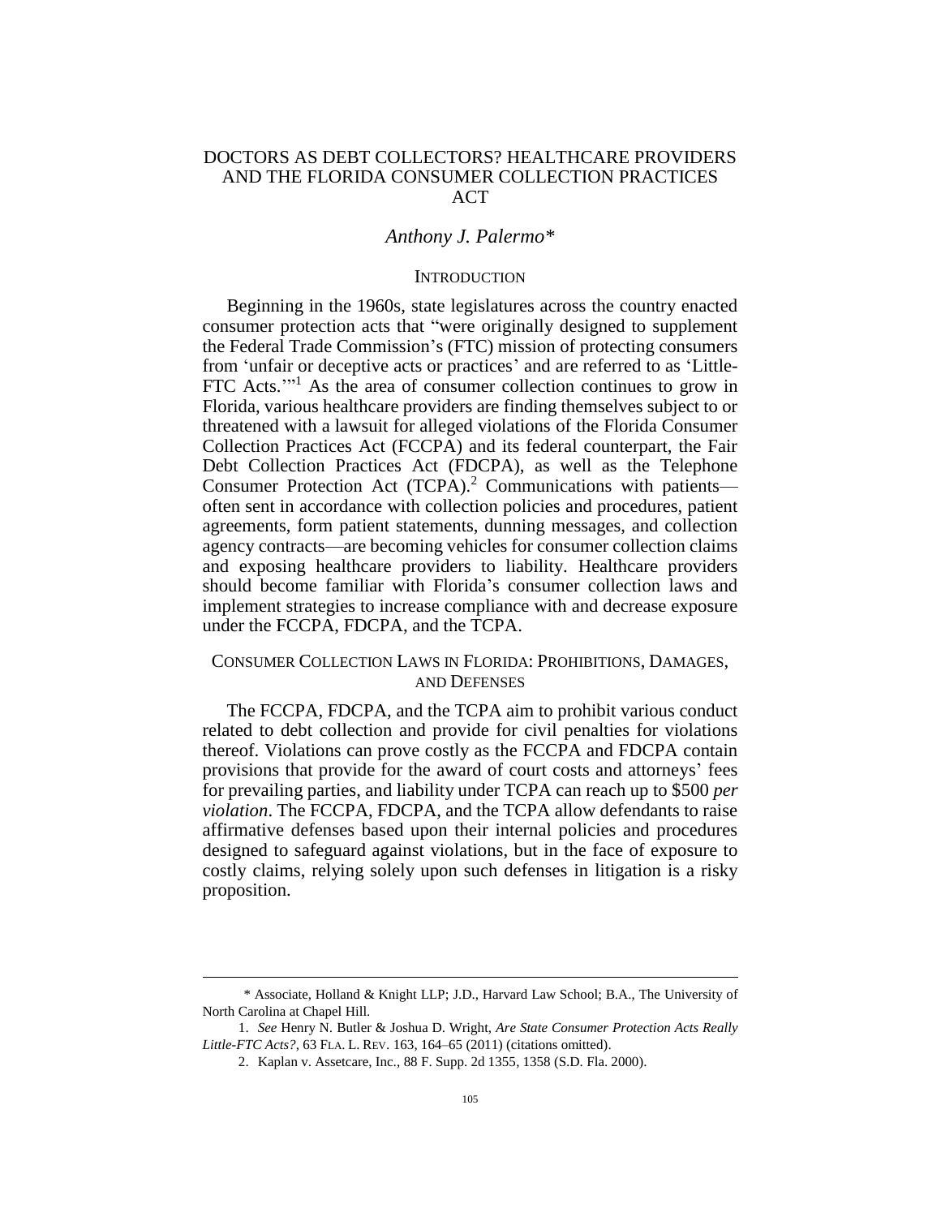# DOCTORS AS DEBT COLLECTORS? HEALTHCARE PROVIDERS AND THE FLORIDA CONSUMER COLLECTION PRACTICES ACT

*Anthony J. Palermo\**

## INTRODUCTION

Beginning in the 1960s, state legislatures across the country enacted consumer protection acts that "were originally designed to supplement the Federal Trade Commission's (FTC) mission of protecting consumers from 'unfair or deceptive acts or practices' and are referred to as 'Little-FTC Acts.'"[1] As the area of consumer collection continues to grow in Florida, various healthcare providers are finding themselves subject to or threatened with a lawsuit for alleged violations of the Florida Consumer Collection Practices Act (FCCPA) and its federal counterpart, the Fair Debt Collection Practices Act (FDCPA), as well as the Telephone Consumer Protection Act (TCPA).[2] Communications with patients—often sent in accordance with collection policies and procedures, patient agreements, form patient statements, dunning messages, and collection agency contracts—are becoming vehicles for consumer collection claims and exposing healthcare providers to liability. Healthcare providers should become familiar with Florida's consumer collection laws and implement strategies to increase compliance with and decrease exposure under the FCCPA, FDCPA, and the TCPA.

## CONSUMER COLLECTION LAWS IN FLORIDA: PROHIBITIONS, DAMAGES, AND DEFENSES

The FCCPA, FDCPA, and the TCPA aim to prohibit various conduct related to debt collection and provide for civil penalties for violations thereof. Violations can prove costly as the FCCPA and FDCPA contain provisions that provide for the award of court costs and attorneys' fees for prevailing parties, and liability under TCPA can reach up to $500 *per violation*. The FCCPA, FDCPA, and the TCPA allow defendants to raise affirmative defenses based upon their internal policies and procedures designed to safeguard against violations, but in the face of exposure to costly claims, relying solely upon such defenses in litigation is a risky proposition.

---

\* Associate, Holland & Knight LLP; J.D., Harvard Law School; B.A., The University of North Carolina at Chapel Hill.

1. *See* Henry N. Butler & Joshua D. Wright, *Are State Consumer Protection Acts Really Little-FTC Acts?*, 63 FLA. L. REV. 163, 164–65 (2011) (citations omitted).

2. Kaplan v. Assetcare, Inc., 88 F. Supp. 2d 1355, 1358 (S.D. Fla. 2000).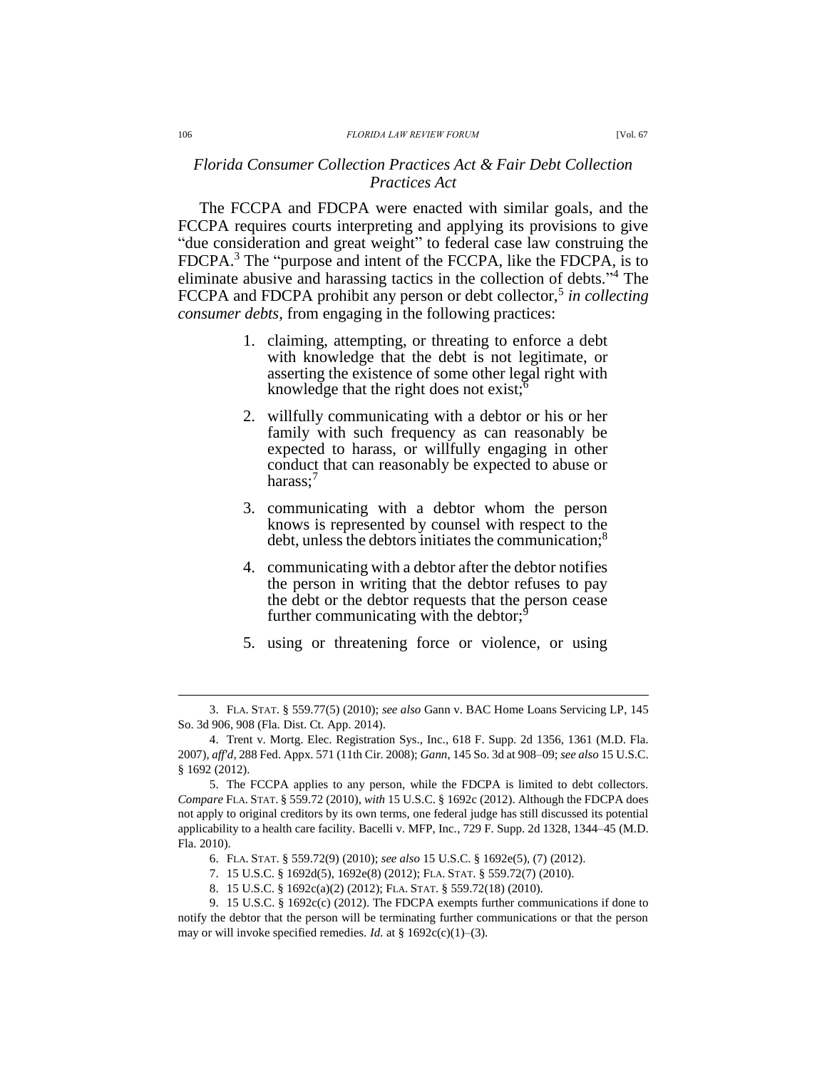*Florida Consumer Collection Practices Act & Fair Debt Collection Practices Act*

The FCCPA and FDCPA were enacted with similar goals, and the FCCPA requires courts interpreting and applying its provisions to give "due consideration and great weight" to federal case law construing the FDCPA.[3] The "purpose and intent of the FCCPA, like the FDCPA, is to eliminate abusive and harassing tactics in the collection of debts."[4] The FCCPA and FDCPA prohibit any person or debt collector,[5] *in collecting consumer debts*, from engaging in the following practices:

1. claiming, attempting, or threating to enforce a debt with knowledge that the debt is not legitimate, or asserting the existence of some other legal right with knowledge that the right does not exist;[6]

2. willfully communicating with a debtor or his or her family with such frequency as can reasonably be expected to harass, or willfully engaging in other conduct that can reasonably be expected to abuse or harass;[7]

3. communicating with a debtor whom the person knows is represented by counsel with respect to the debt, unless the debtors initiates the communication;[8]

4. communicating with a debtor after the debtor notifies the person in writing that the debtor refuses to pay the debt or the debtor requests that the person cease further communicating with the debtor;[9]

5. using or threatening force or violence, or using

---

3. FLA. STAT. § 559.77(5) (2010); *see also* Gann v. BAC Home Loans Servicing LP, 145 So. 3d 906, 908 (Fla. Dist. Ct. App. 2014).

4. Trent v. Mortg. Elec. Registration Sys., Inc., 618 F. Supp. 2d 1356, 1361 (M.D. Fla. 2007), *aff'd*, 288 Fed. Appx. 571 (11th Cir. 2008); *Gann*, 145 So. 3d at 908–09; *see also* 15 U.S.C. § 1692 (2012).

5. The FCCPA applies to any person, while the FDCPA is limited to debt collectors. *Compare* FLA. STAT. § 559.72 (2010), *with* 15 U.S.C. § 1692c (2012). Although the FDCPA does not apply to original creditors by its own terms, one federal judge has still discussed its potential applicability to a health care facility. Bacelli v. MFP, Inc., 729 F. Supp. 2d 1328, 1344–45 (M.D. Fla. 2010).

6. FLA. STAT. § 559.72(9) (2010); *see also* 15 U.S.C. § 1692e(5), (7) (2012).

7. 15 U.S.C. § 1692d(5), 1692e(8) (2012); FLA. STAT. § 559.72(7) (2010).

8. 15 U.S.C. § 1692c(a)(2) (2012); FLA. STAT. § 559.72(18) (2010).

9. 15 U.S.C. § 1692c(c) (2012). The FDCPA exempts further communications if done to notify the debtor that the person will be terminating further communications or that the person may or will invoke specified remedies. *Id.* at § 1692c(c)(1)–(3).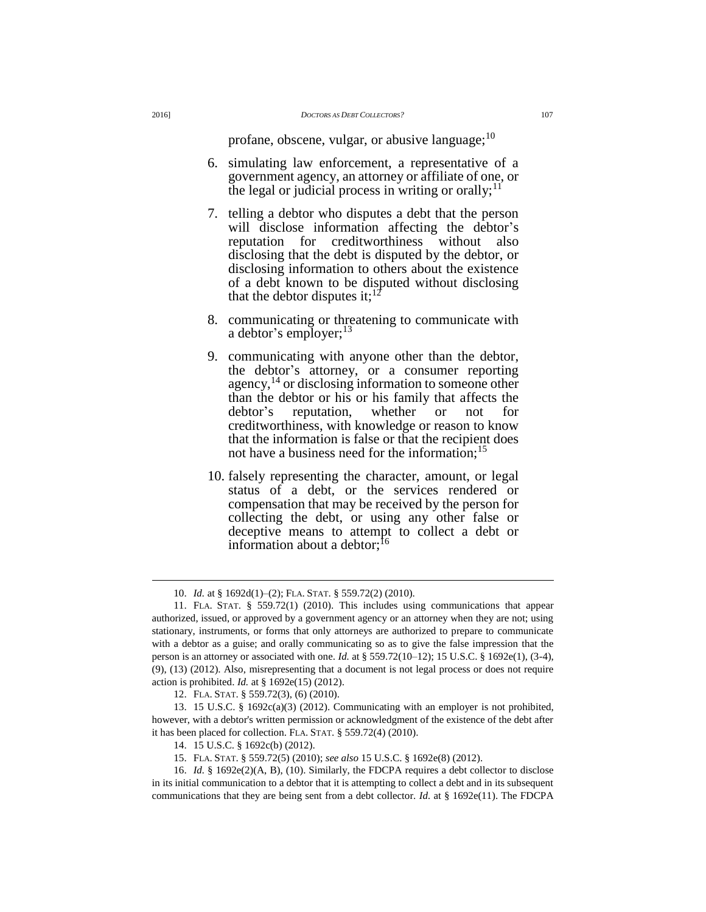profane, obscene, vulgar, or abusive language;[10]

6. simulating law enforcement, a representative of a government agency, an attorney or affiliate of one, or the legal or judicial process in writing or orally;[11]

7. telling a debtor who disputes a debt that the person will disclose information affecting the debtor's reputation for creditworthiness without also disclosing that the debt is disputed by the debtor, or disclosing information to others about the existence of a debt known to be disputed without disclosing that the debtor disputes it;[12]

8. communicating or threatening to communicate with a debtor's employer;[13]

9. communicating with anyone other than the debtor, the debtor's attorney, or a consumer reporting agency,[14] or disclosing information to someone other than the debtor or his or his family that affects the debtor's reputation, whether or not for creditworthiness, with knowledge or reason to know that the information is false or that the recipient does not have a business need for the information;[15]

10. falsely representing the character, amount, or legal status of a debt, or the services rendered or compensation that may be received by the person for collecting the debt, or using any other false or deceptive means to attempt to collect a debt or information about a debtor;[16]

---

10. *Id.* at § 1692d(1)–(2); FLA. STAT. § 559.72(2) (2010).

11. FLA. STAT. § 559.72(1) (2010). This includes using communications that appear authorized, issued, or approved by a government agency or an attorney when they are not; using stationary, instruments, or forms that only attorneys are authorized to prepare to communicate with a debtor as a guise; and orally communicating so as to give the false impression that the person is an attorney or associated with one. *Id.* at § 559.72(10–12); 15 U.S.C. § 1692e(1), (3-4), (9), (13) (2012). Also, misrepresenting that a document is not legal process or does not require action is prohibited. *Id.* at § 1692e(15) (2012).

12. FLA. STAT. § 559.72(3), (6) (2010).

13. 15 U.S.C. § 1692c(a)(3) (2012). Communicating with an employer is not prohibited, however, with a debtor's written permission or acknowledgment of the existence of the debt after it has been placed for collection. FLA. STAT. § 559.72(4) (2010).

14. 15 U.S.C. § 1692c(b) (2012).

15. FLA. STAT. § 559.72(5) (2010); *see also* 15 U.S.C. § 1692e(8) (2012).

16. *Id.* § 1692e(2)(A, B), (10). Similarly, the FDCPA requires a debt collector to disclose in its initial communication to a debtor that it is attempting to collect a debt and in its subsequent communications that they are being sent from a debt collector. *Id.* at § 1692e(11). The FDCPA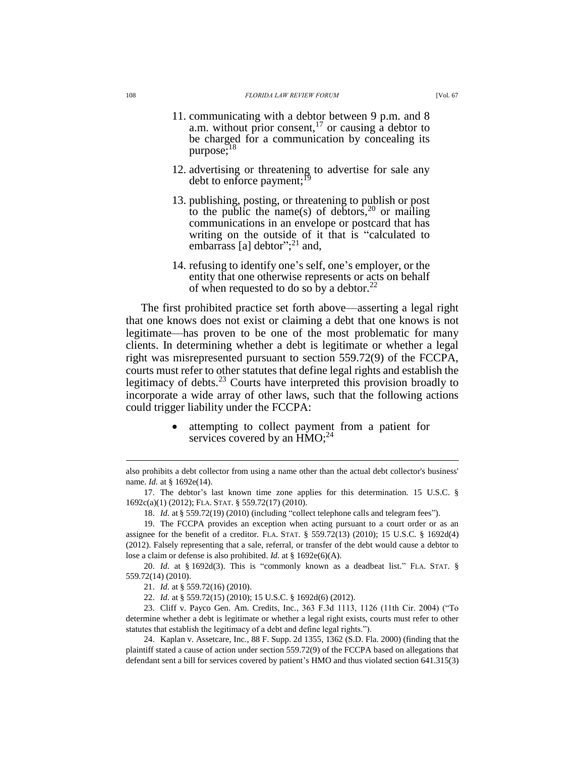11. communicating with a debtor between 9 p.m. and 8 a.m. without prior consent,[17] or causing a debtor to be charged for a communication by concealing its purpose;[18]

12. advertising or threatening to advertise for sale any debt to enforce payment;[19]

13. publishing, posting, or threatening to publish or post to the public the name(s) of debtors,[20] or mailing communications in an envelope or postcard that has writing on the outside of it that is "calculated to embarrass [a] debtor";[21] and,

14. refusing to identify one's self, one's employer, or the entity that one otherwise represents or acts on behalf of when requested to do so by a debtor.[22]

The first prohibited practice set forth above—asserting a legal right that one knows does not exist or claiming a debt that one knows is not legitimate—has proven to be one of the most problematic for many clients. In determining whether a debt is legitimate or whether a legal right was misrepresented pursuant to section 559.72(9) of the FCCPA, courts must refer to other statutes that define legal rights and establish the legitimacy of debts.[23] Courts have interpreted this provision broadly to incorporate a wide array of other laws, such that the following actions could trigger liability under the FCCPA:

- attempting to collect payment from a patient for services covered by an HMO;[24]

---

also prohibits a debt collector from using a name other than the actual debt collector's business' name. *Id.* at § 1692e(14).

17. The debtor's last known time zone applies for this determination. 15 U.S.C. § 1692c(a)(1) (2012); FLA. STAT. § 559.72(17) (2010).

18. *Id.* at § 559.72(19) (2010) (including "collect telephone calls and telegram fees").

19. The FCCPA provides an exception when acting pursuant to a court order or as an assignee for the benefit of a creditor. FLA. STAT. § 559.72(13) (2010); 15 U.S.C. § 1692d(4) (2012). Falsely representing that a sale, referral, or transfer of the debt would cause a debtor to lose a claim or defense is also prohibited. *Id.* at § 1692e(6)(A).

20. *Id.* at § 1692d(3). This is "commonly known as a deadbeat list." FLA. STAT. § 559.72(14) (2010).

21. *Id.* at § 559.72(16) (2010).

22. *Id.* at § 559.72(15) (2010); 15 U.S.C. § 1692d(6) (2012).

23. Cliff v. Payco Gen. Am. Credits, Inc., 363 F.3d 1113, 1126 (11th Cir. 2004) ("To determine whether a debt is legitimate or whether a legal right exists, courts must refer to other statutes that establish the legitimacy of a debt and define legal rights.").

24. Kaplan v. Assetcare, Inc., 88 F. Supp. 2d 1355, 1362 (S.D. Fla. 2000) (finding that the plaintiff stated a cause of action under section 559.72(9) of the FCCPA based on allegations that defendant sent a bill for services covered by patient's HMO and thus violated section 641.315(3)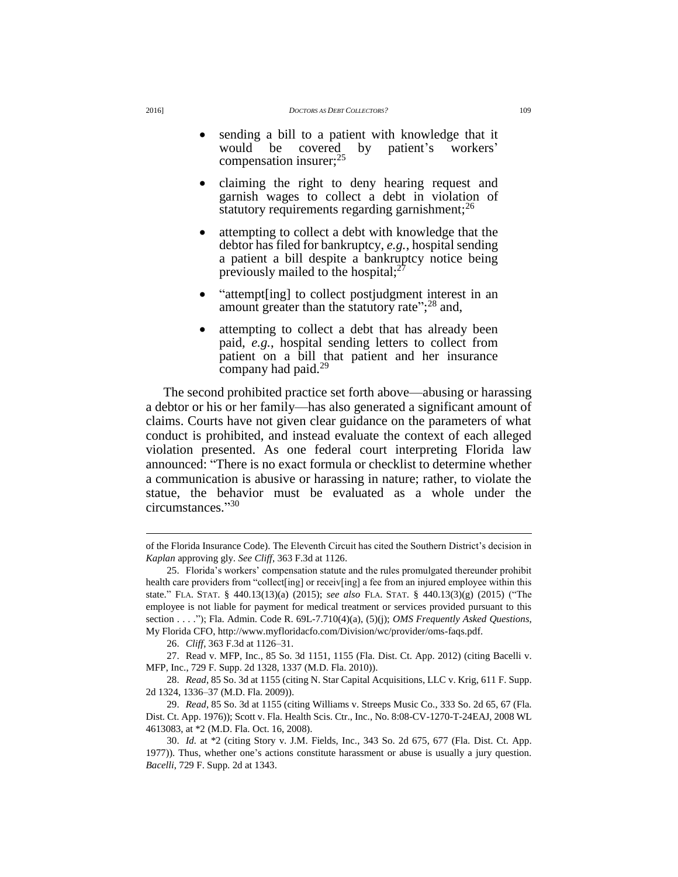- sending a bill to a patient with knowledge that it would be covered by patient's workers' compensation insurer;[25]
- claiming the right to deny hearing request and garnish wages to collect a debt in violation of statutory requirements regarding garnishment;[26]
- attempting to collect a debt with knowledge that the debtor has filed for bankruptcy, *e.g.*, hospital sending a patient a bill despite a bankruptcy notice being previously mailed to the hospital;[27]
- "attempt[ing] to collect postjudgment interest in an amount greater than the statutory rate";[28] and,
- attempting to collect a debt that has already been paid, *e.g.*, hospital sending letters to collect from patient on a bill that patient and her insurance company had paid.[29]

The second prohibited practice set forth above—abusing or harassing a debtor or his or her family—has also generated a significant amount of claims. Courts have not given clear guidance on the parameters of what conduct is prohibited, and instead evaluate the context of each alleged violation presented. As one federal court interpreting Florida law announced: "There is no exact formula or checklist to determine whether a communication is abusive or harassing in nature; rather, to violate the statue, the behavior must be evaluated as a whole under the circumstances."[30]

---

of the Florida Insurance Code). The Eleventh Circuit has cited the Southern District's decision in *Kaplan* approving gly. *See Cliff*, 363 F.3d at 1126.

25. Florida's workers' compensation statute and the rules promulgated thereunder prohibit health care providers from "collect[ing] or receiv[ing] a fee from an injured employee within this state." FLA. STAT. § 440.13(13)(a) (2015); *see also* FLA. STAT. § 440.13(3)(g) (2015) ("The employee is not liable for payment for medical treatment or services provided pursuant to this section . . . ."); Fla. Admin. Code R. 69L-7.710(4)(a), (5)(j); *OMS Frequently Asked Questions*, My Florida CFO, http://www.myfloridacfo.com/Division/wc/provider/oms-faqs.pdf.

26. *Cliff*, 363 F.3d at 1126–31.

27. Read v. MFP, Inc., 85 So. 3d 1151, 1155 (Fla. Dist. Ct. App. 2012) (citing Bacelli v. MFP, Inc., 729 F. Supp. 2d 1328, 1337 (M.D. Fla. 2010)).

28. *Read*, 85 So. 3d at 1155 (citing N. Star Capital Acquisitions, LLC v. Krig, 611 F. Supp. 2d 1324, 1336–37 (M.D. Fla. 2009)).

29. *Read*, 85 So. 3d at 1155 (citing Williams v. Streeps Music Co., 333 So. 2d 65, 67 (Fla. Dist. Ct. App. 1976)); Scott v. Fla. Health Scis. Ctr., Inc., No. 8:08-CV-1270-T-24EAJ, 2008 WL 4613083, at *2 (M.D. Fla. Oct. 16, 2008).

30. *Id.* at *2 (citing Story v. J.M. Fields, Inc., 343 So. 2d 675, 677 (Fla. Dist. Ct. App. 1977)). Thus, whether one's actions constitute harassment or abuse is usually a jury question. *Bacelli*, 729 F. Supp. 2d at 1343.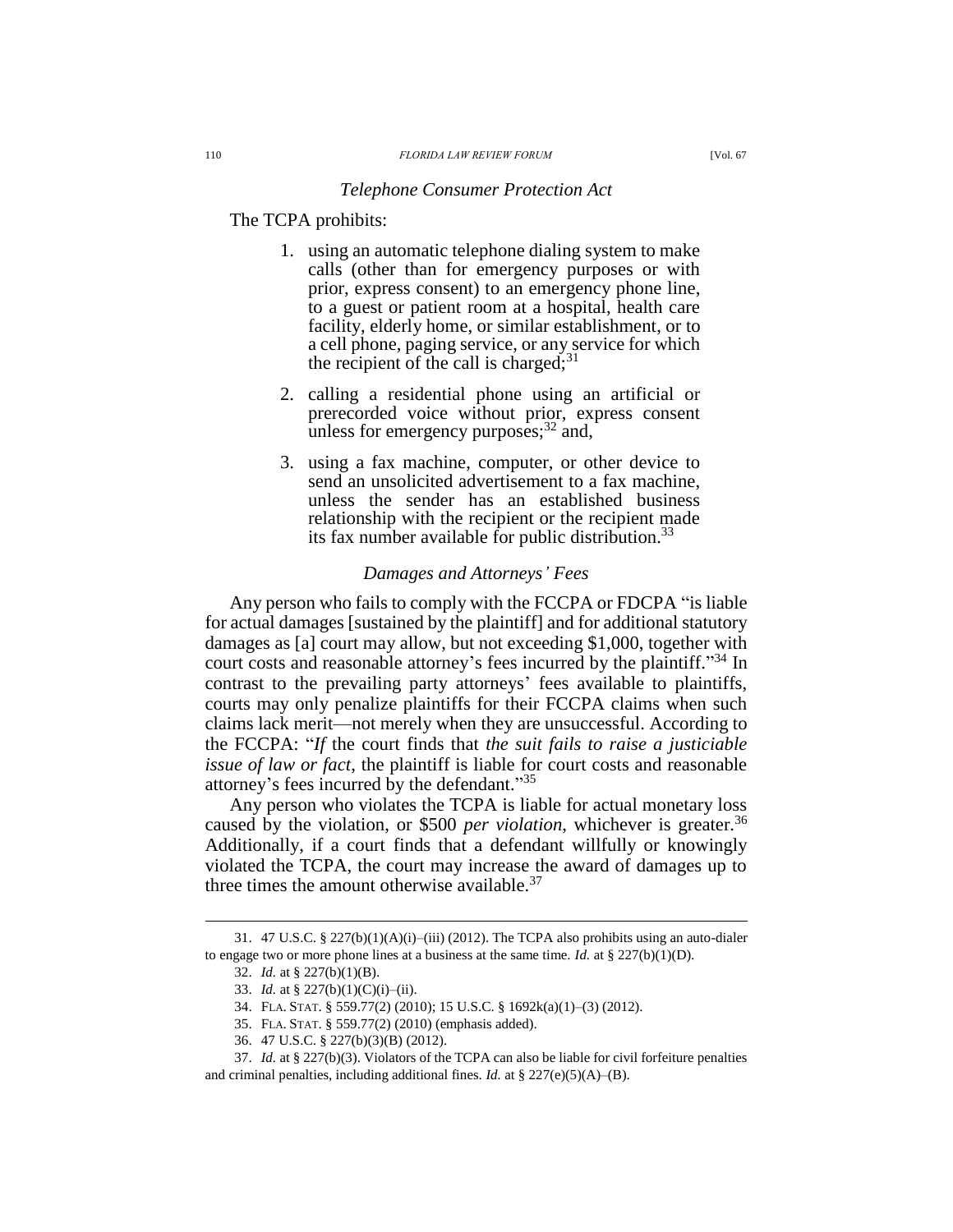### *Telephone Consumer Protection Act*

The TCPA prohibits:

1. using an automatic telephone dialing system to make calls (other than for emergency purposes or with prior, express consent) to an emergency phone line, to a guest or patient room at a hospital, health care facility, elderly home, or similar establishment, or to a cell phone, paging service, or any service for which the recipient of the call is charged;[31]
2. calling a residential phone using an artificial or prerecorded voice without prior, express consent unless for emergency purposes;[32] and,
3. using a fax machine, computer, or other device to send an unsolicited advertisement to a fax machine, unless the sender has an established business relationship with the recipient or the recipient made its fax number available for public distribution.[33]

### *Damages and Attorneys' Fees*

Any person who fails to comply with the FCCPA or FDCPA "is liable for actual damages [sustained by the plaintiff] and for additional statutory damages as [a] court may allow, but not exceeding $1,000, together with court costs and reasonable attorney's fees incurred by the plaintiff."[34] In contrast to the prevailing party attorneys' fees available to plaintiffs, courts may only penalize plaintiffs for their FCCPA claims when such claims lack merit—not merely when they are unsuccessful. According to the FCCPA: "*If* the court finds that *the suit fails to raise a justiciable issue of law or fact*, the plaintiff is liable for court costs and reasonable attorney's fees incurred by the defendant."[35]

Any person who violates the TCPA is liable for actual monetary loss caused by the violation, or $500 *per violation*, whichever is greater.[36] Additionally, if a court finds that a defendant willfully or knowingly violated the TCPA, the court may increase the award of damages up to three times the amount otherwise available.[37]

---

31. 47 U.S.C. § 227(b)(1)(A)(i)–(iii) (2012). The TCPA also prohibits using an auto-dialer to engage two or more phone lines at a business at the same time. *Id.* at § 227(b)(1)(D).

32. *Id.* at § 227(b)(1)(B).

33. *Id.* at § 227(b)(1)(C)(i)–(ii).

34. FLA. STAT. § 559.77(2) (2010); 15 U.S.C. § 1692k(a)(1)–(3) (2012).

35. FLA. STAT. § 559.77(2) (2010) (emphasis added).

36. 47 U.S.C. § 227(b)(3)(B) (2012).

37. *Id.* at § 227(b)(3). Violators of the TCPA can also be liable for civil forfeiture penalties and criminal penalties, including additional fines. *Id.* at § 227(e)(5)(A)–(B).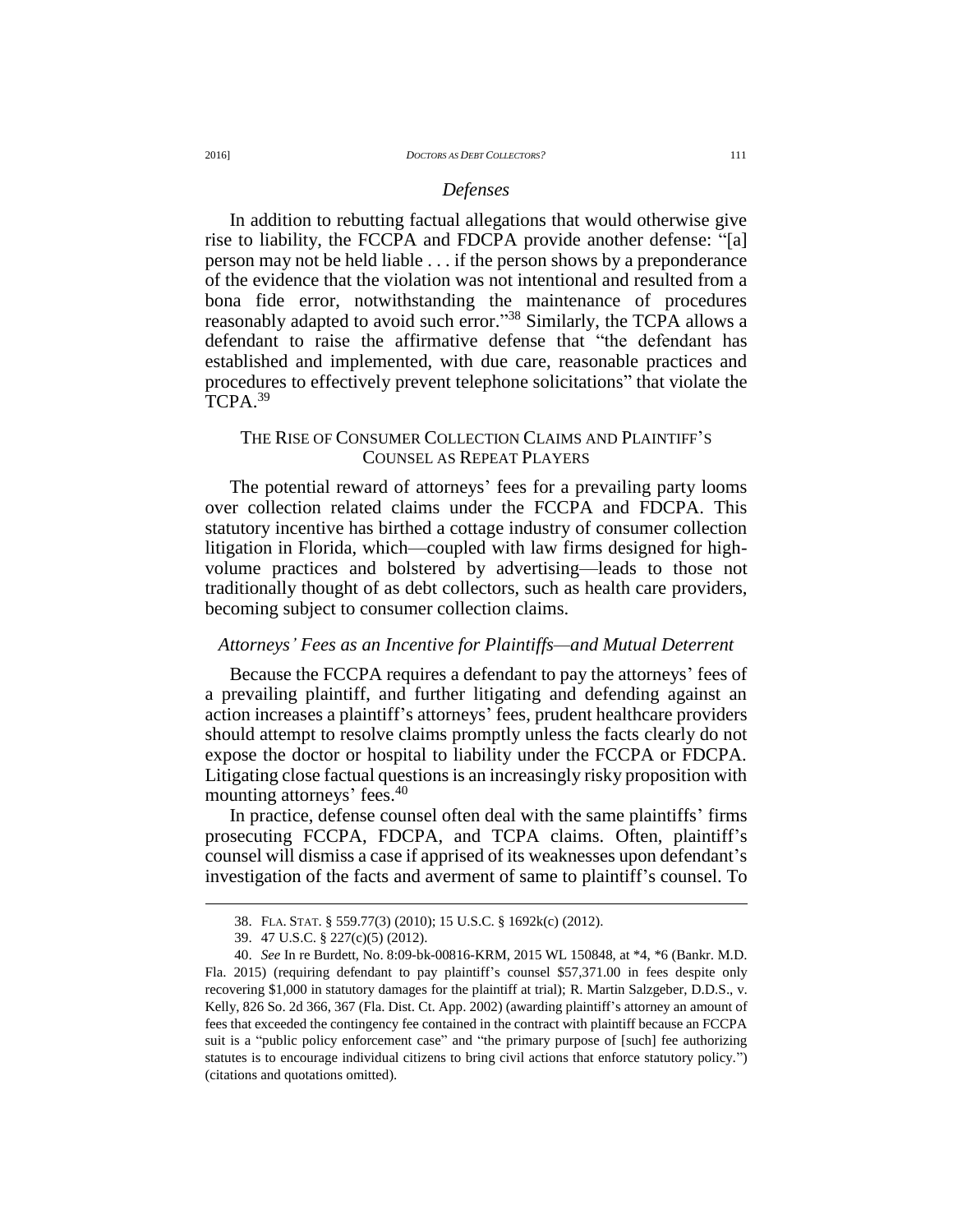### *Defenses*

In addition to rebutting factual allegations that would otherwise give rise to liability, the FCCPA and FDCPA provide another defense: "[a] person may not be held liable . . . if the person shows by a preponderance of the evidence that the violation was not intentional and resulted from a bona fide error, notwithstanding the maintenance of procedures reasonably adapted to avoid such error."[38] Similarly, the TCPA allows a defendant to raise the affirmative defense that "the defendant has established and implemented, with due care, reasonable practices and procedures to effectively prevent telephone solicitations" that violate the TCPA.[39]

## THE RISE OF CONSUMER COLLECTION CLAIMS AND PLAINTIFF'S COUNSEL AS REPEAT PLAYERS

The potential reward of attorneys' fees for a prevailing party looms over collection related claims under the FCCPA and FDCPA. This statutory incentive has birthed a cottage industry of consumer collection litigation in Florida, which—coupled with law firms designed for high-volume practices and bolstered by advertising—leads to those not traditionally thought of as debt collectors, such as health care providers, becoming subject to consumer collection claims.

### *Attorneys' Fees as an Incentive for Plaintiffs—and Mutual Deterrent*

Because the FCCPA requires a defendant to pay the attorneys' fees of a prevailing plaintiff, and further litigating and defending against an action increases a plaintiff's attorneys' fees, prudent healthcare providers should attempt to resolve claims promptly unless the facts clearly do not expose the doctor or hospital to liability under the FCCPA or FDCPA. Litigating close factual questions is an increasingly risky proposition with mounting attorneys' fees.[40]

In practice, defense counsel often deal with the same plaintiffs' firms prosecuting FCCPA, FDCPA, and TCPA claims. Often, plaintiff's counsel will dismiss a case if apprised of its weaknesses upon defendant's investigation of the facts and averment of same to plaintiff's counsel. To

---

38. FLA. STAT. § 559.77(3) (2010); 15 U.S.C. § 1692k(c) (2012).

39. 47 U.S.C. § 227(c)(5) (2012).

40. *See* In re Burdett, No. 8:09-bk-00816-KRM, 2015 WL 150848, at *4, *6 (Bankr. M.D. Fla. 2015) (requiring defendant to pay plaintiff's counsel $57,371.00 in fees despite only recovering $1,000 in statutory damages for the plaintiff at trial); R. Martin Salzgeber, D.D.S., v. Kelly, 826 So. 2d 366, 367 (Fla. Dist. Ct. App. 2002) (awarding plaintiff's attorney an amount of fees that exceeded the contingency fee contained in the contract with plaintiff because an FCCPA suit is a "public policy enforcement case" and "the primary purpose of [such] fee authorizing statutes is to encourage individual citizens to bring civil actions that enforce statutory policy.") (citations and quotations omitted).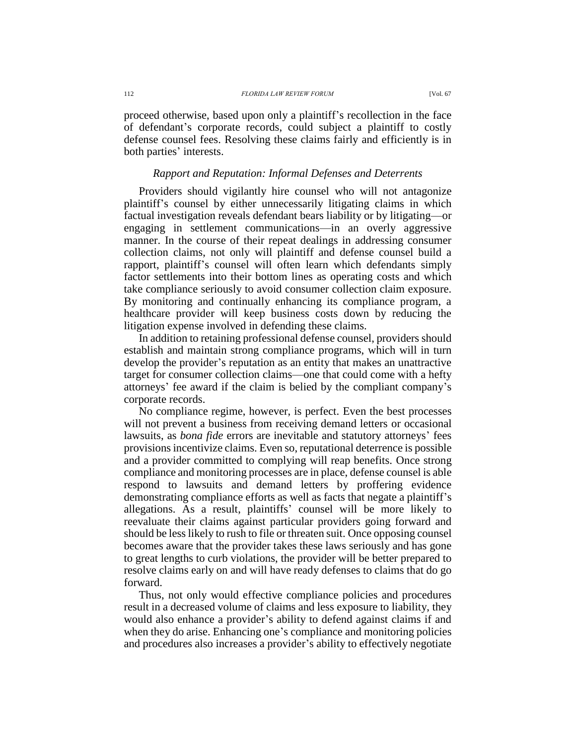proceed otherwise, based upon only a plaintiff's recollection in the face of defendant's corporate records, could subject a plaintiff to costly defense counsel fees. Resolving these claims fairly and efficiently is in both parties' interests.

### *Rapport and Reputation: Informal Defenses and Deterrents*

Providers should vigilantly hire counsel who will not antagonize plaintiff's counsel by either unnecessarily litigating claims in which factual investigation reveals defendant bears liability or by litigating—or engaging in settlement communications—in an overly aggressive manner. In the course of their repeat dealings in addressing consumer collection claims, not only will plaintiff and defense counsel build a rapport, plaintiff's counsel will often learn which defendants simply factor settlements into their bottom lines as operating costs and which take compliance seriously to avoid consumer collection claim exposure. By monitoring and continually enhancing its compliance program, a healthcare provider will keep business costs down by reducing the litigation expense involved in defending these claims.

In addition to retaining professional defense counsel, providers should establish and maintain strong compliance programs, which will in turn develop the provider's reputation as an entity that makes an unattractive target for consumer collection claims—one that could come with a hefty attorneys' fee award if the claim is belied by the compliant company's corporate records.

No compliance regime, however, is perfect. Even the best processes will not prevent a business from receiving demand letters or occasional lawsuits, as *bona fide* errors are inevitable and statutory attorneys' fees provisions incentivize claims. Even so, reputational deterrence is possible and a provider committed to complying will reap benefits. Once strong compliance and monitoring processes are in place, defense counsel is able respond to lawsuits and demand letters by proffering evidence demonstrating compliance efforts as well as facts that negate a plaintiff's allegations. As a result, plaintiffs' counsel will be more likely to reevaluate their claims against particular providers going forward and should be less likely to rush to file or threaten suit. Once opposing counsel becomes aware that the provider takes these laws seriously and has gone to great lengths to curb violations, the provider will be better prepared to resolve claims early on and will have ready defenses to claims that do go forward.

Thus, not only would effective compliance policies and procedures result in a decreased volume of claims and less exposure to liability, they would also enhance a provider's ability to defend against claims if and when they do arise. Enhancing one's compliance and monitoring policies and procedures also increases a provider's ability to effectively negotiate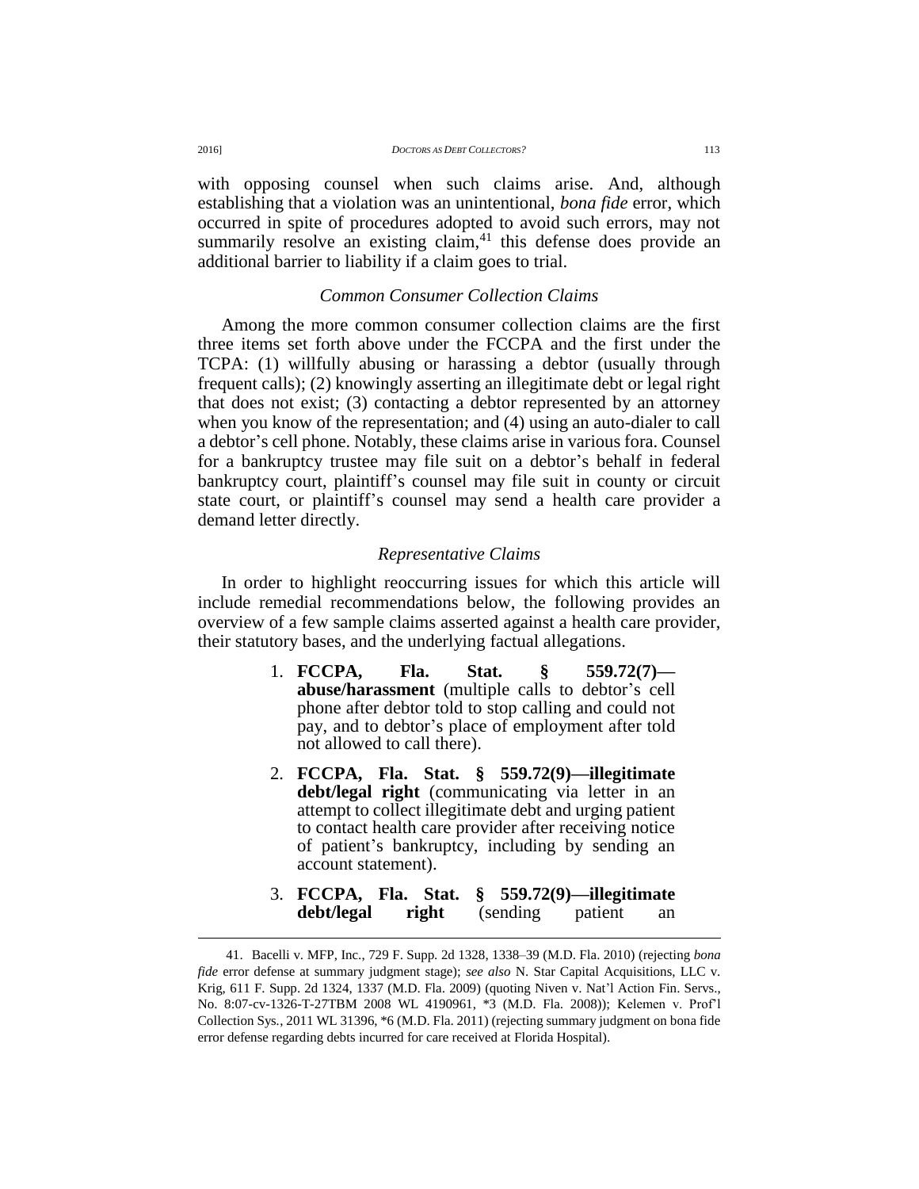with opposing counsel when such claims arise. And, although establishing that a violation was an unintentional, *bona fide* error, which occurred in spite of procedures adopted to avoid such errors, may not summarily resolve an existing claim,[41] this defense does provide an additional barrier to liability if a claim goes to trial.

### *Common Consumer Collection Claims*

Among the more common consumer collection claims are the first three items set forth above under the FCCPA and the first under the TCPA: (1) willfully abusing or harassing a debtor (usually through frequent calls); (2) knowingly asserting an illegitimate debt or legal right that does not exist; (3) contacting a debtor represented by an attorney when you know of the representation; and (4) using an auto-dialer to call a debtor's cell phone. Notably, these claims arise in various fora. Counsel for a bankruptcy trustee may file suit on a debtor's behalf in federal bankruptcy court, plaintiff's counsel may file suit in county or circuit state court, or plaintiff's counsel may send a health care provider a demand letter directly.

### *Representative Claims*

In order to highlight reoccurring issues for which this article will include remedial recommendations below, the following provides an overview of a few sample claims asserted against a health care provider, their statutory bases, and the underlying factual allegations.

1. **FCCPA, Fla. Stat. § 559.72(7)—abuse/harassment** (multiple calls to debtor's cell phone after debtor told to stop calling and could not pay, and to debtor's place of employment after told not allowed to call there).
2. **FCCPA, Fla. Stat. § 559.72(9)—illegitimate debt/legal right** (communicating via letter in an attempt to collect illegitimate debt and urging patient to contact health care provider after receiving notice of patient's bankruptcy, including by sending an account statement).
3. **FCCPA, Fla. Stat. § 559.72(9)—illegitimate debt/legal right** (sending patient an

---

41. Bacelli v. MFP, Inc., 729 F. Supp. 2d 1328, 1338–39 (M.D. Fla. 2010) (rejecting *bona fide* error defense at summary judgment stage); *see also* N. Star Capital Acquisitions, LLC v. Krig, 611 F. Supp. 2d 1324, 1337 (M.D. Fla. 2009) (quoting Niven v. Nat'l Action Fin. Servs., No. 8:07-cv-1326-T-27TBM 2008 WL 4190961, *3 (M.D. Fla. 2008)); Kelemen v. Prof'l Collection Sys., 2011 WL 31396, *6 (M.D. Fla. 2011) (rejecting summary judgment on bona fide error defense regarding debts incurred for care received at Florida Hospital).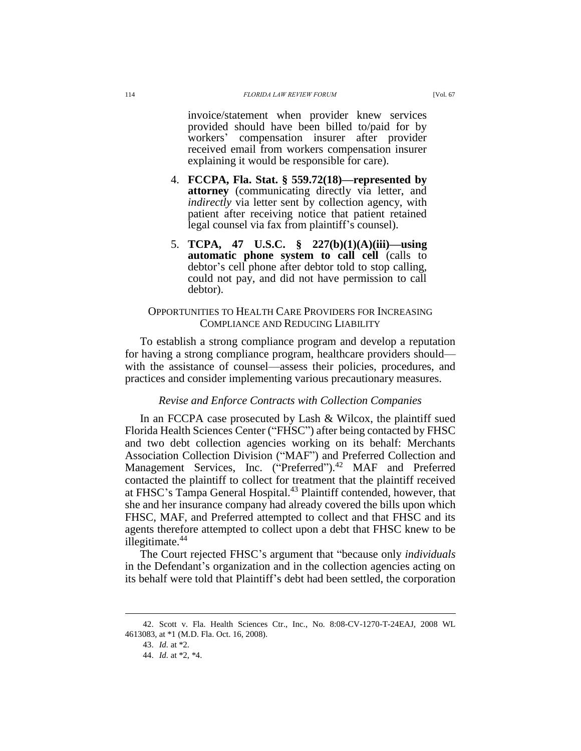invoice/statement when provider knew services provided should have been billed to/paid for by workers' compensation insurer after provider received email from workers compensation insurer explaining it would be responsible for care).

4. **FCCPA, Fla. Stat. § 559.72(18)—represented by attorney** (communicating directly via letter, and *indirectly* via letter sent by collection agency, with patient after receiving notice that patient retained legal counsel via fax from plaintiff's counsel).

5. **TCPA, 47 U.S.C. § 227(b)(1)(A)(iii)—using automatic phone system to call cell** (calls to debtor's cell phone after debtor told to stop calling, could not pay, and did not have permission to call debtor).

## OPPORTUNITIES TO HEALTH CARE PROVIDERS FOR INCREASING COMPLIANCE AND REDUCING LIABILITY

To establish a strong compliance program and develop a reputation for having a strong compliance program, healthcare providers should—with the assistance of counsel—assess their policies, procedures, and practices and consider implementing various precautionary measures.

### *Revise and Enforce Contracts with Collection Companies*

In an FCCPA case prosecuted by Lash & Wilcox, the plaintiff sued Florida Health Sciences Center ("FHSC") after being contacted by FHSC and two debt collection agencies working on its behalf: Merchants Association Collection Division ("MAF") and Preferred Collection and Management Services, Inc. ("Preferred").[42] MAF and Preferred contacted the plaintiff to collect for treatment that the plaintiff received at FHSC's Tampa General Hospital.[43] Plaintiff contended, however, that she and her insurance company had already covered the bills upon which FHSC, MAF, and Preferred attempted to collect and that FHSC and its agents therefore attempted to collect upon a debt that FHSC knew to be illegitimate.[44]

The Court rejected FHSC's argument that "because only *individuals* in the Defendant's organization and in the collection agencies acting on its behalf were told that Plaintiff's debt had been settled, the corporation

---

42. Scott v. Fla. Health Sciences Ctr., Inc., No. 8:08-CV-1270-T-24EAJ, 2008 WL 4613083, at *1 (M.D. Fla. Oct. 16, 2008).

43. *Id.* at *2.

44. *Id.* at *2, *4.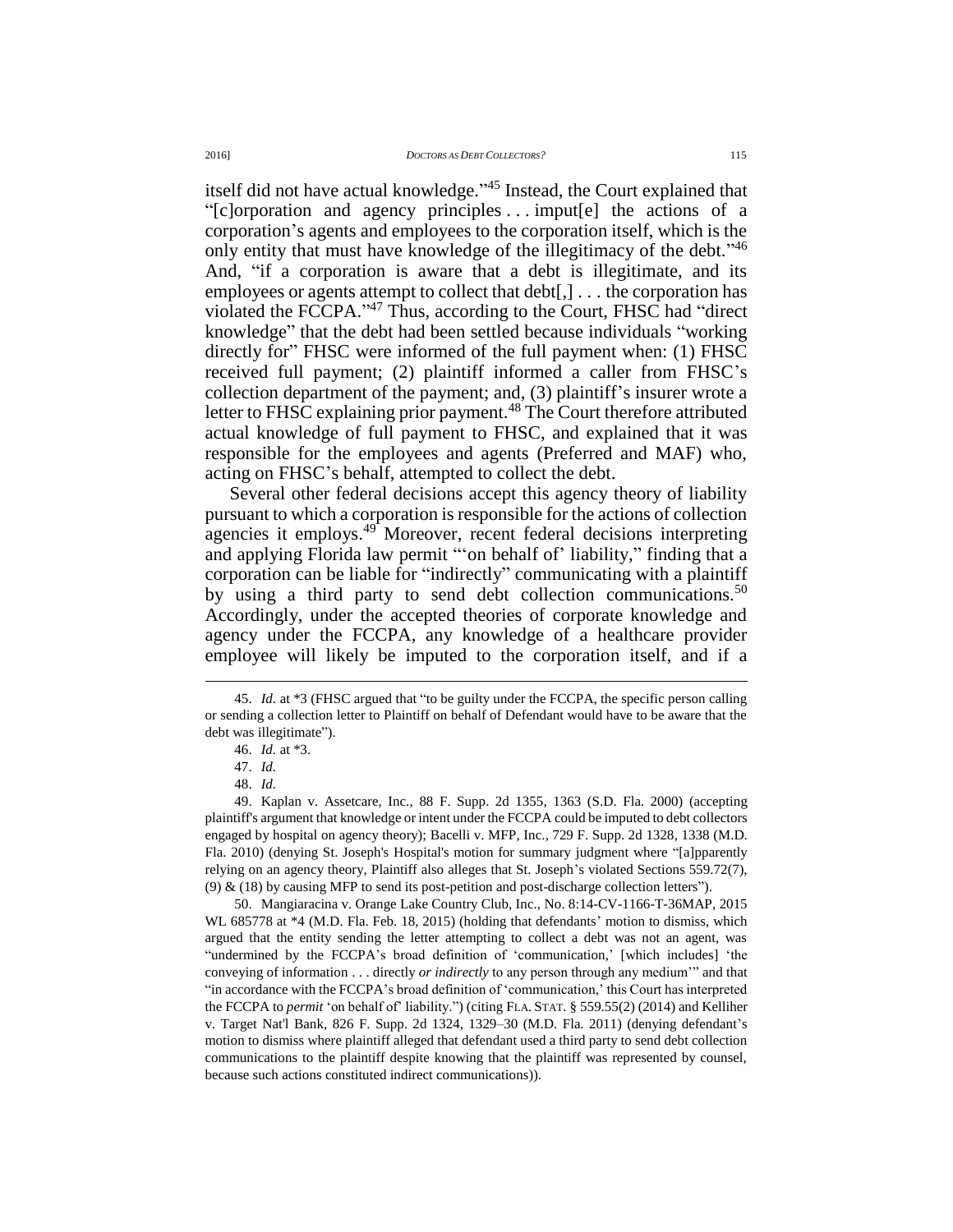itself did not have actual knowledge."[45] Instead, the Court explained that "[c]orporation and agency principles . . . imput[e] the actions of a corporation's agents and employees to the corporation itself, which is the only entity that must have knowledge of the illegitimacy of the debt."[46] And, "if a corporation is aware that a debt is illegitimate, and its employees or agents attempt to collect that debt[,] . . . the corporation has violated the FCCPA."[47] Thus, according to the Court, FHSC had "direct knowledge" that the debt had been settled because individuals "working directly for" FHSC were informed of the full payment when: (1) FHSC received full payment; (2) plaintiff informed a caller from FHSC's collection department of the payment; and, (3) plaintiff's insurer wrote a letter to FHSC explaining prior payment.[48] The Court therefore attributed actual knowledge of full payment to FHSC, and explained that it was responsible for the employees and agents (Preferred and MAF) who, acting on FHSC's behalf, attempted to collect the debt.

Several other federal decisions accept this agency theory of liability pursuant to which a corporation is responsible for the actions of collection agencies it employs.[49] Moreover, recent federal decisions interpreting and applying Florida law permit "'on behalf of' liability," finding that a corporation can be liable for "indirectly" communicating with a plaintiff by using a third party to send debt collection communications.[50] Accordingly, under the accepted theories of corporate knowledge and agency under the FCCPA, any knowledge of a healthcare provider employee will likely be imputed to the corporation itself, and if a

---

45. *Id.* at *3 (FHSC argued that "to be guilty under the FCCPA, the specific person calling or sending a collection letter to Plaintiff on behalf of Defendant would have to be aware that the debt was illegitimate").

46. *Id.* at *3.

47. *Id.*

48. *Id.*

49. Kaplan v. Assetcare, Inc., 88 F. Supp. 2d 1355, 1363 (S.D. Fla. 2000) (accepting plaintiff's argument that knowledge or intent under the FCCPA could be imputed to debt collectors engaged by hospital on agency theory); Bacelli v. MFP, Inc., 729 F. Supp. 2d 1328, 1338 (M.D. Fla. 2010) (denying St. Joseph's Hospital's motion for summary judgment where "[a]pparently relying on an agency theory, Plaintiff also alleges that St. Joseph's violated Sections 559.72(7), (9) & (18) by causing MFP to send its post-petition and post-discharge collection letters").

50. Mangiaracina v. Orange Lake Country Club, Inc., No. 8:14-CV-1166-T-36MAP, 2015 WL 685778 at *4 (M.D. Fla. Feb. 18, 2015) (holding that defendants' motion to dismiss, which argued that the entity sending the letter attempting to collect a debt was not an agent, was "undermined by the FCCPA's broad definition of 'communication,' [which includes] 'the conveying of information . . . directly *or indirectly* to any person through any medium'" and that "in accordance with the FCCPA's broad definition of 'communication,' this Court has interpreted the FCCPA to *permit* 'on behalf of' liability.") (citing FLA. STAT. § 559.55(2) (2014) and Kelliher v. Target Nat'l Bank, 826 F. Supp. 2d 1324, 1329–30 (M.D. Fla. 2011) (denying defendant's motion to dismiss where plaintiff alleged that defendant used a third party to send debt collection communications to the plaintiff despite knowing that the plaintiff was represented by counsel, because such actions constituted indirect communications)).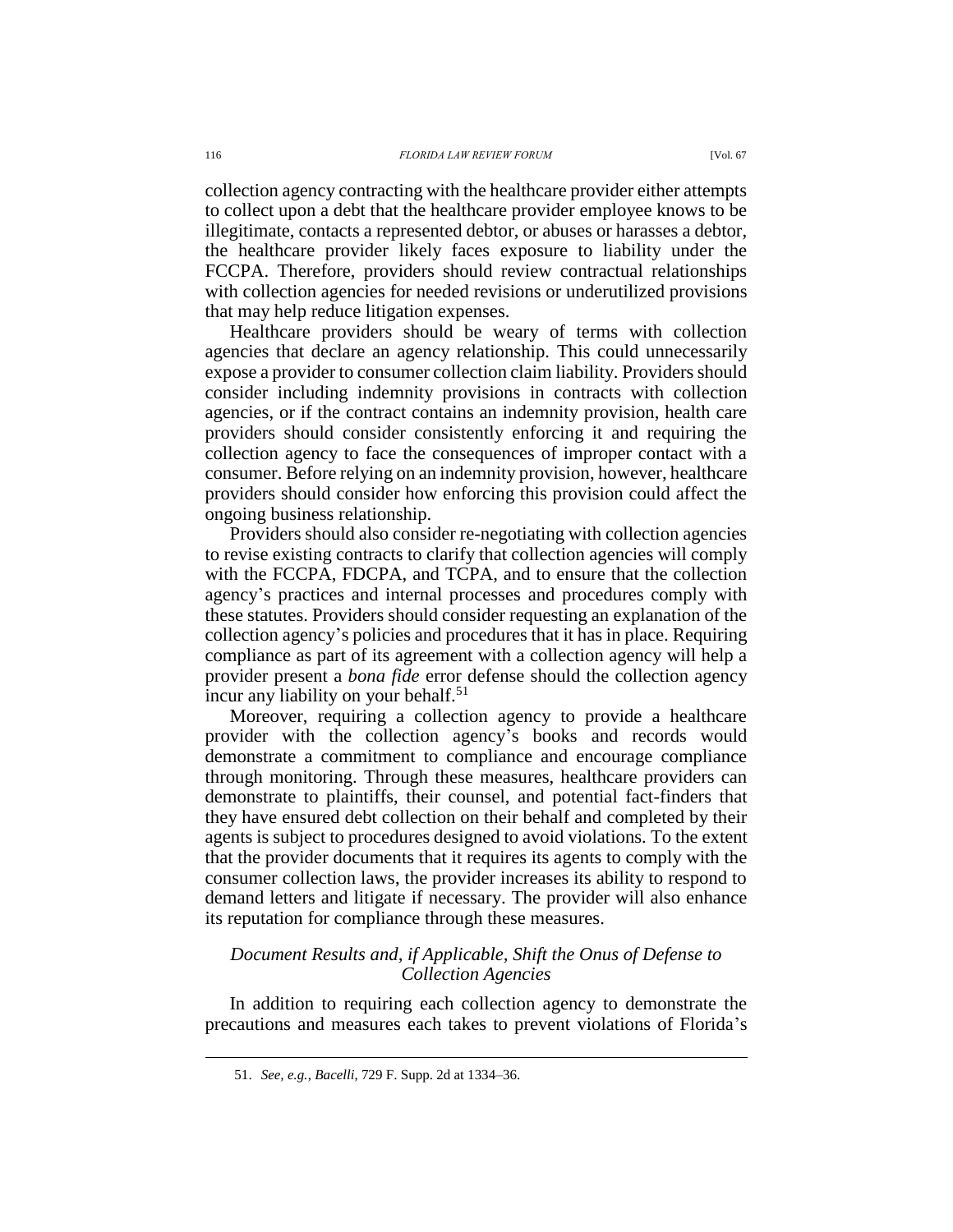collection agency contracting with the healthcare provider either attempts to collect upon a debt that the healthcare provider employee knows to be illegitimate, contacts a represented debtor, or abuses or harasses a debtor, the healthcare provider likely faces exposure to liability under the FCCPA. Therefore, providers should review contractual relationships with collection agencies for needed revisions or underutilized provisions that may help reduce litigation expenses.

Healthcare providers should be weary of terms with collection agencies that declare an agency relationship. This could unnecessarily expose a provider to consumer collection claim liability. Providers should consider including indemnity provisions in contracts with collection agencies, or if the contract contains an indemnity provision, health care providers should consider consistently enforcing it and requiring the collection agency to face the consequences of improper contact with a consumer. Before relying on an indemnity provision, however, healthcare providers should consider how enforcing this provision could affect the ongoing business relationship.

Providers should also consider re-negotiating with collection agencies to revise existing contracts to clarify that collection agencies will comply with the FCCPA, FDCPA, and TCPA, and to ensure that the collection agency's practices and internal processes and procedures comply with these statutes. Providers should consider requesting an explanation of the collection agency's policies and procedures that it has in place. Requiring compliance as part of its agreement with a collection agency will help a provider present a *bona fide* error defense should the collection agency incur any liability on your behalf.[51]

Moreover, requiring a collection agency to provide a healthcare provider with the collection agency's books and records would demonstrate a commitment to compliance and encourage compliance through monitoring. Through these measures, healthcare providers can demonstrate to plaintiffs, their counsel, and potential fact-finders that they have ensured debt collection on their behalf and completed by their agents is subject to procedures designed to avoid violations. To the extent that the provider documents that it requires its agents to comply with the consumer collection laws, the provider increases its ability to respond to demand letters and litigate if necessary. The provider will also enhance its reputation for compliance through these measures.

### *Document Results and, if Applicable, Shift the Onus of Defense to Collection Agencies*

In addition to requiring each collection agency to demonstrate the precautions and measures each takes to prevent violations of Florida's

---

51. *See, e.g.*, *Bacelli*, 729 F. Supp. 2d at 1334–36.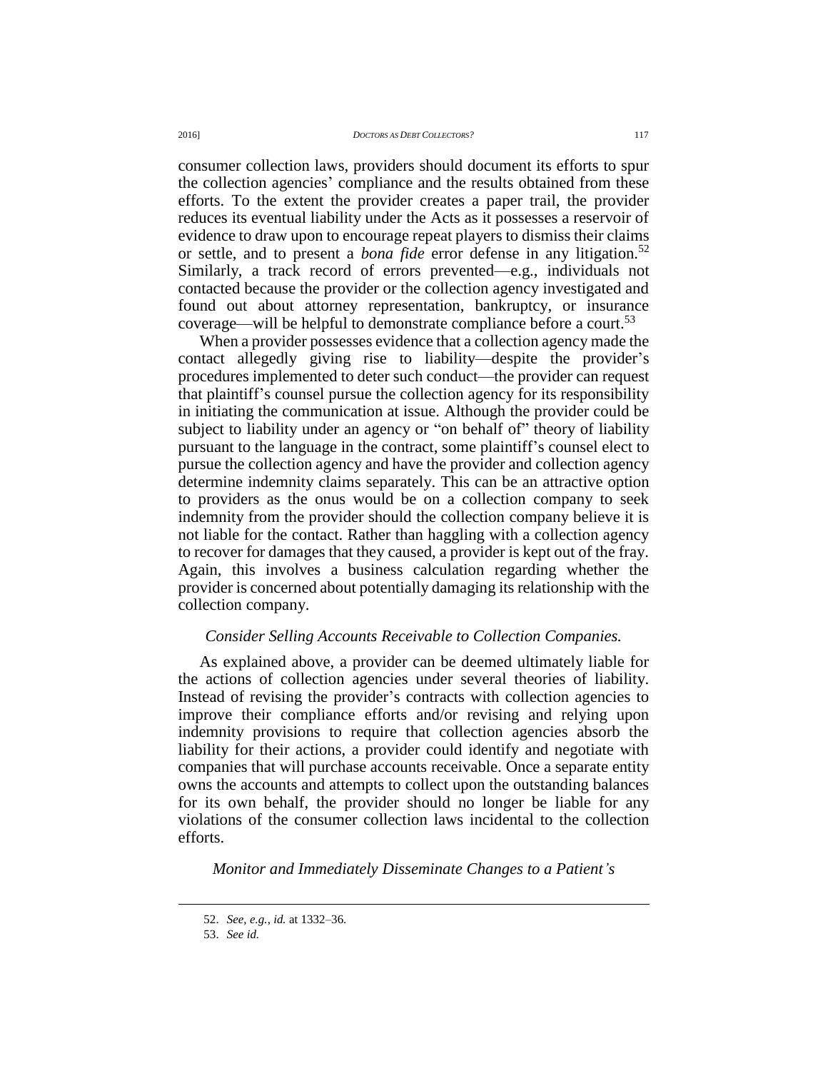consumer collection laws, providers should document its efforts to spur the collection agencies' compliance and the results obtained from these efforts. To the extent the provider creates a paper trail, the provider reduces its eventual liability under the Acts as it possesses a reservoir of evidence to draw upon to encourage repeat players to dismiss their claims or settle, and to present a *bona fide* error defense in any litigation.[52] Similarly, a track record of errors prevented—e.g., individuals not contacted because the provider or the collection agency investigated and found out about attorney representation, bankruptcy, or insurance coverage—will be helpful to demonstrate compliance before a court.[53]

When a provider possesses evidence that a collection agency made the contact allegedly giving rise to liability—despite the provider's procedures implemented to deter such conduct—the provider can request that plaintiff's counsel pursue the collection agency for its responsibility in initiating the communication at issue. Although the provider could be subject to liability under an agency or "on behalf of" theory of liability pursuant to the language in the contract, some plaintiff's counsel elect to pursue the collection agency and have the provider and collection agency determine indemnity claims separately. This can be an attractive option to providers as the onus would be on a collection company to seek indemnity from the provider should the collection company believe it is not liable for the contact. Rather than haggling with a collection agency to recover for damages that they caused, a provider is kept out of the fray. Again, this involves a business calculation regarding whether the provider is concerned about potentially damaging its relationship with the collection company.

*Consider Selling Accounts Receivable to Collection Companies.*

As explained above, a provider can be deemed ultimately liable for the actions of collection agencies under several theories of liability. Instead of revising the provider's contracts with collection agencies to improve their compliance efforts and/or revising and relying upon indemnity provisions to require that collection agencies absorb the liability for their actions, a provider could identify and negotiate with companies that will purchase accounts receivable. Once a separate entity owns the accounts and attempts to collect upon the outstanding balances for its own behalf, the provider should no longer be liable for any violations of the consumer collection laws incidental to the collection efforts.

*Monitor and Immediately Disseminate Changes to a Patient's*

---

52. *See, e.g.*, *id.* at 1332–36.

53. *See id.*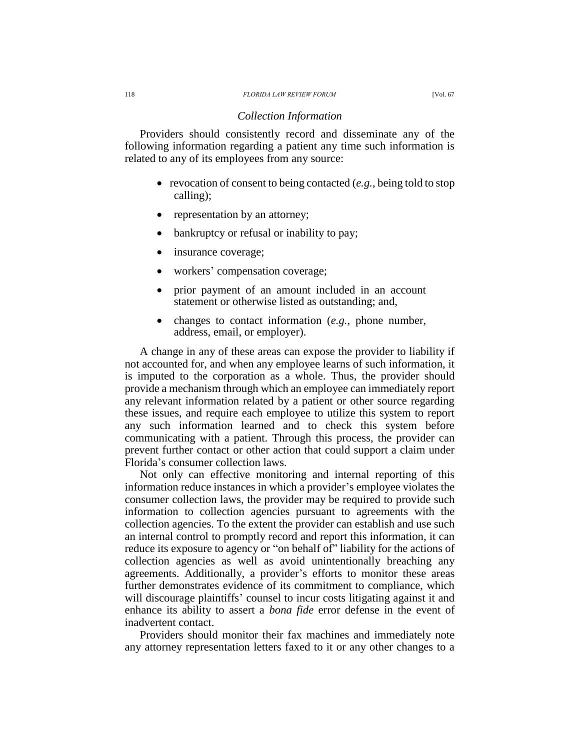### *Collection Information*

Providers should consistently record and disseminate any of the following information regarding a patient any time such information is related to any of its employees from any source:

- revocation of consent to being contacted (*e.g.*, being told to stop calling);
- representation by an attorney;
- bankruptcy or refusal or inability to pay;
- insurance coverage;
- workers' compensation coverage;
- prior payment of an amount included in an account statement or otherwise listed as outstanding; and,
- changes to contact information (*e.g.*, phone number, address, email, or employer).

A change in any of these areas can expose the provider to liability if not accounted for, and when any employee learns of such information, it is imputed to the corporation as a whole. Thus, the provider should provide a mechanism through which an employee can immediately report any relevant information related by a patient or other source regarding these issues, and require each employee to utilize this system to report any such information learned and to check this system before communicating with a patient. Through this process, the provider can prevent further contact or other action that could support a claim under Florida's consumer collection laws.

Not only can effective monitoring and internal reporting of this information reduce instances in which a provider's employee violates the consumer collection laws, the provider may be required to provide such information to collection agencies pursuant to agreements with the collection agencies. To the extent the provider can establish and use such an internal control to promptly record and report this information, it can reduce its exposure to agency or "on behalf of" liability for the actions of collection agencies as well as avoid unintentionally breaching any agreements. Additionally, a provider's efforts to monitor these areas further demonstrates evidence of its commitment to compliance, which will discourage plaintiffs' counsel to incur costs litigating against it and enhance its ability to assert a *bona fide* error defense in the event of inadvertent contact.

Providers should monitor their fax machines and immediately note any attorney representation letters faxed to it or any other changes to a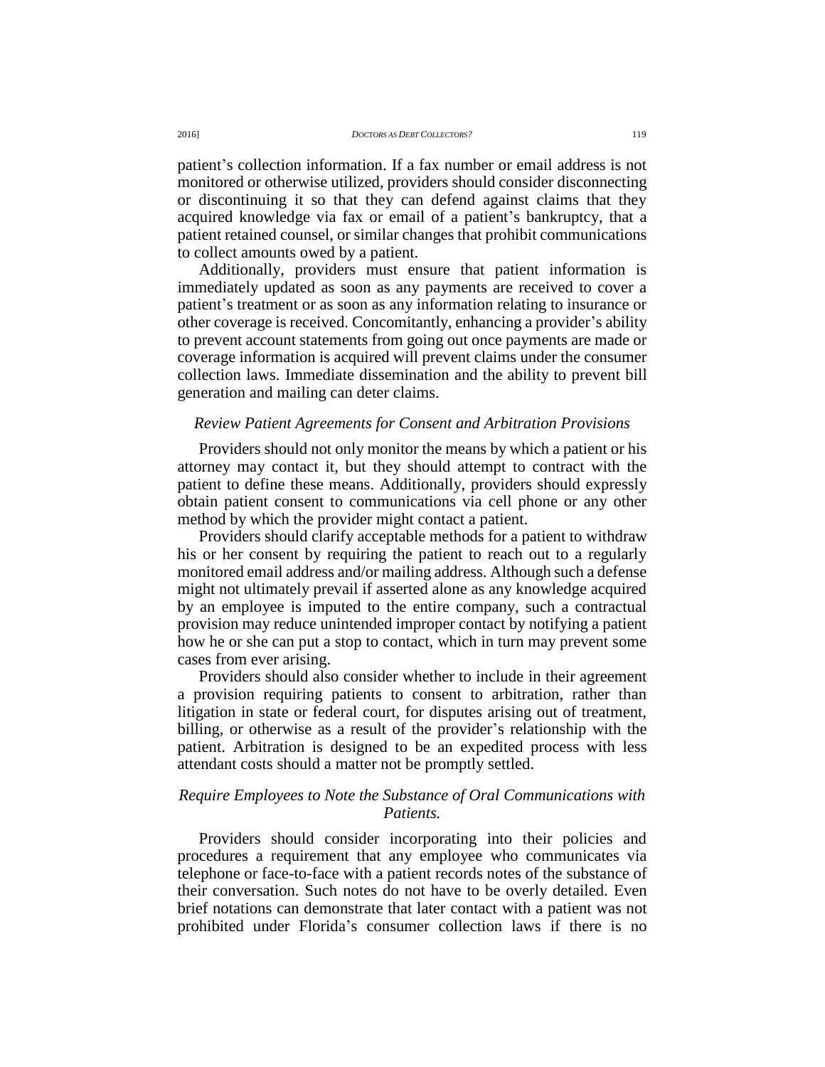patient's collection information. If a fax number or email address is not monitored or otherwise utilized, providers should consider disconnecting or discontinuing it so that they can defend against claims that they acquired knowledge via fax or email of a patient's bankruptcy, that a patient retained counsel, or similar changes that prohibit communications to collect amounts owed by a patient.

Additionally, providers must ensure that patient information is immediately updated as soon as any payments are received to cover a patient's treatment or as soon as any information relating to insurance or other coverage is received. Concomitantly, enhancing a provider's ability to prevent account statements from going out once payments are made or coverage information is acquired will prevent claims under the consumer collection laws. Immediate dissemination and the ability to prevent bill generation and mailing can deter claims.

### *Review Patient Agreements for Consent and Arbitration Provisions*

Providers should not only monitor the means by which a patient or his attorney may contact it, but they should attempt to contract with the patient to define these means. Additionally, providers should expressly obtain patient consent to communications via cell phone or any other method by which the provider might contact a patient.

Providers should clarify acceptable methods for a patient to withdraw his or her consent by requiring the patient to reach out to a regularly monitored email address and/or mailing address. Although such a defense might not ultimately prevail if asserted alone as any knowledge acquired by an employee is imputed to the entire company, such a contractual provision may reduce unintended improper contact by notifying a patient how he or she can put a stop to contact, which in turn may prevent some cases from ever arising.

Providers should also consider whether to include in their agreement a provision requiring patients to consent to arbitration, rather than litigation in state or federal court, for disputes arising out of treatment, billing, or otherwise as a result of the provider's relationship with the patient. Arbitration is designed to be an expedited process with less attendant costs should a matter not be promptly settled.

### *Require Employees to Note the Substance of Oral Communications with Patients.*

Providers should consider incorporating into their policies and procedures a requirement that any employee who communicates via telephone or face-to-face with a patient records notes of the substance of their conversation. Such notes do not have to be overly detailed. Even brief notations can demonstrate that later contact with a patient was not prohibited under Florida's consumer collection laws if there is no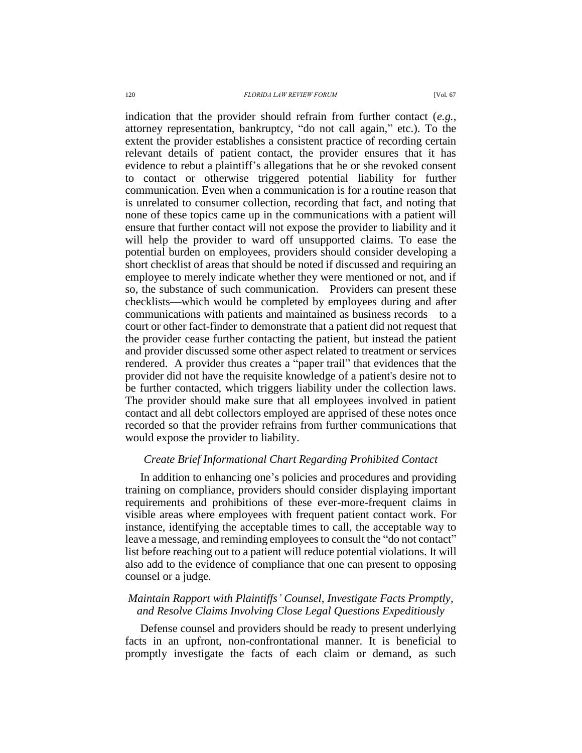indication that the provider should refrain from further contact (*e.g.*, attorney representation, bankruptcy, "do not call again," etc.). To the extent the provider establishes a consistent practice of recording certain relevant details of patient contact, the provider ensures that it has evidence to rebut a plaintiff's allegations that he or she revoked consent to contact or otherwise triggered potential liability for further communication. Even when a communication is for a routine reason that is unrelated to consumer collection, recording that fact, and noting that none of these topics came up in the communications with a patient will ensure that further contact will not expose the provider to liability and it will help the provider to ward off unsupported claims. To ease the potential burden on employees, providers should consider developing a short checklist of areas that should be noted if discussed and requiring an employee to merely indicate whether they were mentioned or not, and if so, the substance of such communication. Providers can present these checklists—which would be completed by employees during and after communications with patients and maintained as business records—to a court or other fact-finder to demonstrate that a patient did not request that the provider cease further contacting the patient, but instead the patient and provider discussed some other aspect related to treatment or services rendered. A provider thus creates a "paper trail" that evidences that the provider did not have the requisite knowledge of a patient's desire not to be further contacted, which triggers liability under the collection laws. The provider should make sure that all employees involved in patient contact and all debt collectors employed are apprised of these notes once recorded so that the provider refrains from further communications that would expose the provider to liability.

### *Create Brief Informational Chart Regarding Prohibited Contact*

In addition to enhancing one's policies and procedures and providing training on compliance, providers should consider displaying important requirements and prohibitions of these ever-more-frequent claims in visible areas where employees with frequent patient contact work. For instance, identifying the acceptable times to call, the acceptable way to leave a message, and reminding employees to consult the "do not contact" list before reaching out to a patient will reduce potential violations. It will also add to the evidence of compliance that one can present to opposing counsel or a judge.

### *Maintain Rapport with Plaintiffs' Counsel, Investigate Facts Promptly, and Resolve Claims Involving Close Legal Questions Expeditiously*

Defense counsel and providers should be ready to present underlying facts in an upfront, non-confrontational manner. It is beneficial to promptly investigate the facts of each claim or demand, as such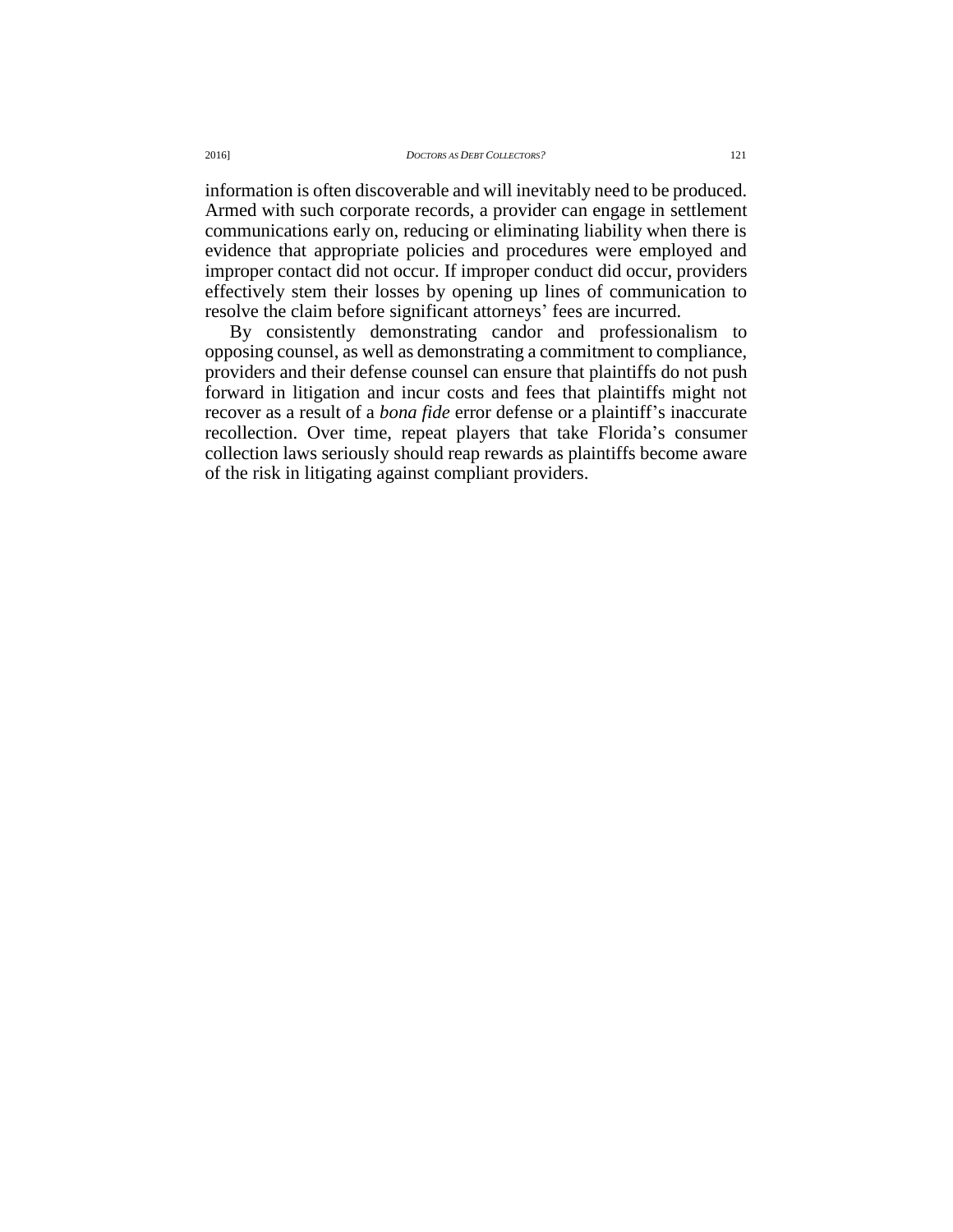information is often discoverable and will inevitably need to be produced. Armed with such corporate records, a provider can engage in settlement communications early on, reducing or eliminating liability when there is evidence that appropriate policies and procedures were employed and improper contact did not occur. If improper conduct did occur, providers effectively stem their losses by opening up lines of communication to resolve the claim before significant attorneys' fees are incurred.

By consistently demonstrating candor and professionalism to opposing counsel, as well as demonstrating a commitment to compliance, providers and their defense counsel can ensure that plaintiffs do not push forward in litigation and incur costs and fees that plaintiffs might not recover as a result of a *bona fide* error defense or a plaintiff's inaccurate recollection. Over time, repeat players that take Florida's consumer collection laws seriously should reap rewards as plaintiffs become aware of the risk in litigating against compliant providers.